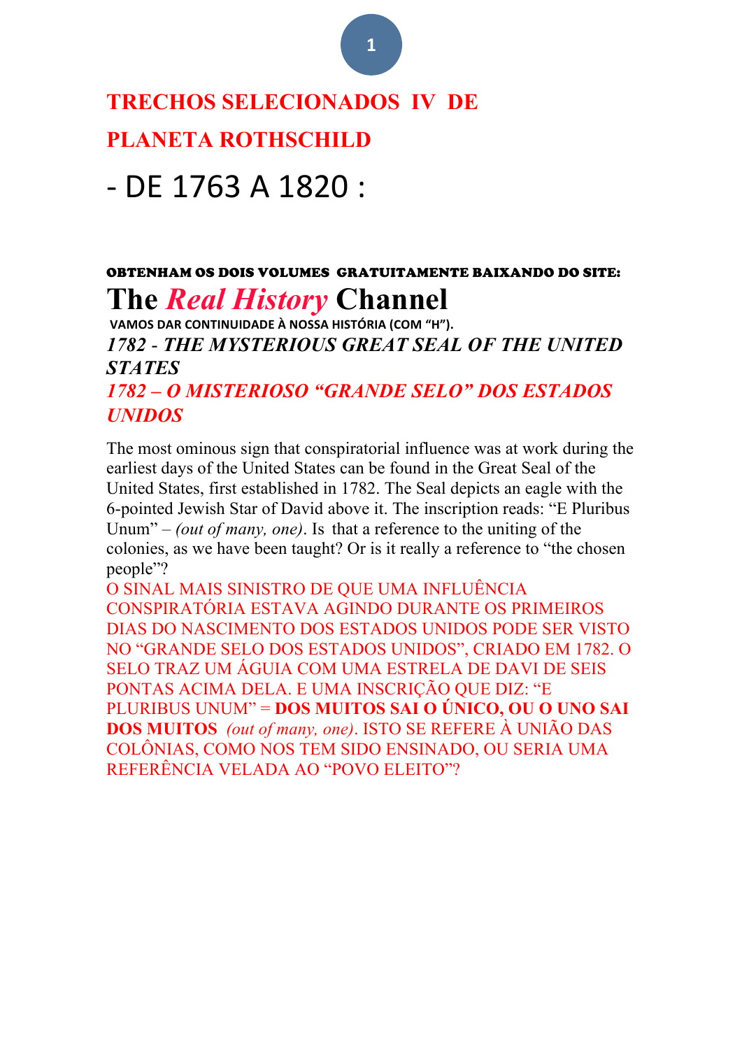# TRECHOS SELECIONADOS IV DE PLANETA ROTHSCHILD

# - DE 1763 A 1820 :

**OBTENHAM OS DOIS VOLUMES GRATUITAMENTE BAIXANDO DO SITE:**

# The *Real History* Channel

**VAMOS DAR CONTINUIDADE À NOSSA HISTÓRIA (COM "H").**

### *1782 - THE MYSTERIOUS GREAT SEAL OF THE UNITED STATES*

### *1782 – O MISTERIOSO "GRANDE SELO" DOS ESTADOS UNIDOS*

The most ominous sign that conspiratorial influence was at work during the earliest days of the United States can be found in the Great Seal of the United States, first established in 1782. The Seal depicts an eagle with the 6-pointed Jewish Star of David above it. The inscription reads: "E Pluribus Unum" – *(out of many, one)*. Is that a reference to the uniting of the colonies, as we have been taught? Or is it really a reference to "the chosen people"?

O SINAL MAIS SINISTRO DE QUE UMA INFLUÊNCIA CONSPIRATÓRIA ESTAVA AGINDO DURANTE OS PRIMEIROS DIAS DO NASCIMENTO DOS ESTADOS UNIDOS PODE SER VISTO NO "GRANDE SELO DOS ESTADOS UNIDOS", CRIADO EM 1782. O SELO TRAZ UM ÁGUIA COM UMA ESTRELA DE DAVI DE SEIS PONTAS ACIMA DELA. E UMA INSCRIÇÃO QUE DIZ: "E PLURIBUS UNUM" = **DOS MUITOS SAI O ÚNICO, OU O UNO SAI DOS MUITOS** *(out of many, one)*. ISTO SE REFERE À UNIÃO DAS COLÔNIAS, COMO NOS TEM SIDO ENSINADO, OU SERIA UMA REFERÊNCIA VELADA AO "POVO ELEITO"?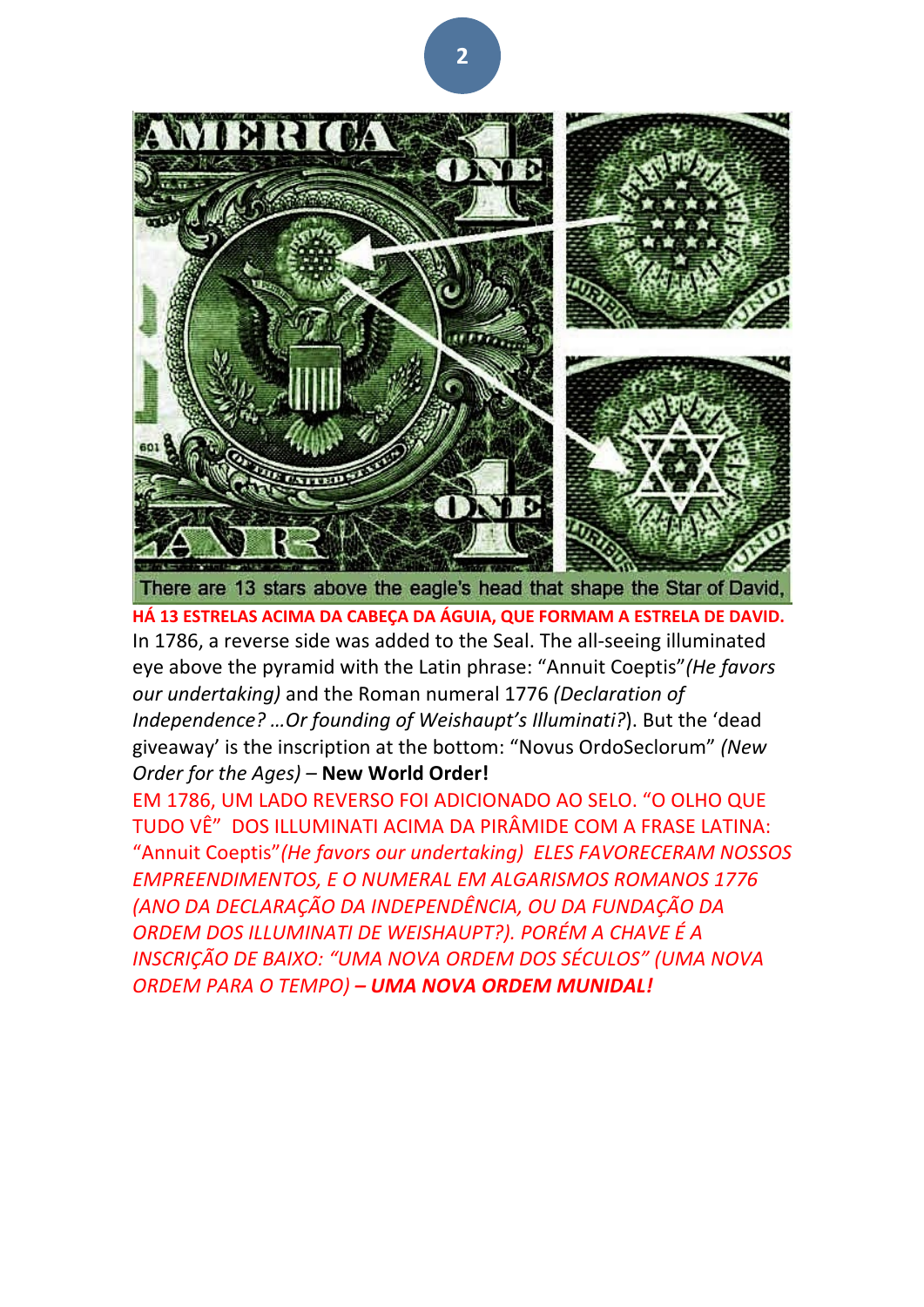HÁ 13 ESTRELAS ACIMA DA CABEÇA DA ÁGUIA, QUE FORMAM A ESTRELA DE DAVID.

In 1786, a reverse side was added to the Seal. The all-seeing illuminated eye above the pyramid with the Latin phrase: "Annuit Coeptis" *(He favors our undertaking)* and the Roman numeral 1776 *(Declaration of Independence? …Or founding of Weishaupt's Illuminati?*). But the 'dead giveaway' is the inscription at the bottom: "Novus OrdoSeclorum" *(New Order for the Ages)* – **New World Order!**

EM 1786, UM LADO REVERSO FOI ADICIONADO AO SELO. "O OLHO QUE TUDO VÊ" DOS ILLUMINATI ACIMA DA PIRÂMIDE COM A FRASE LATINA: "Annuit Coeptis" *(He favors our undertaking) ELES FAVORECERAM NOSSOS EMPREENDIMENTOS, E O NUMERAL EM ALGARISMOS ROMANOS 1776 (ANO DA DECLARAÇÃO DA INDEPENDÊNCIA, OU DA FUNDAÇÃO DA ORDEM DOS ILLUMINATI DE WEISHAUPT?). PORÉM A CHAVE É A INSCRIÇÃO DE BAIXO: "UMA NOVA ORDEM DOS SÉCULOS" (UMA NOVA ORDEM PARA O TEMPO)* ***– UMA NOVA ORDEM MUNIDAL!***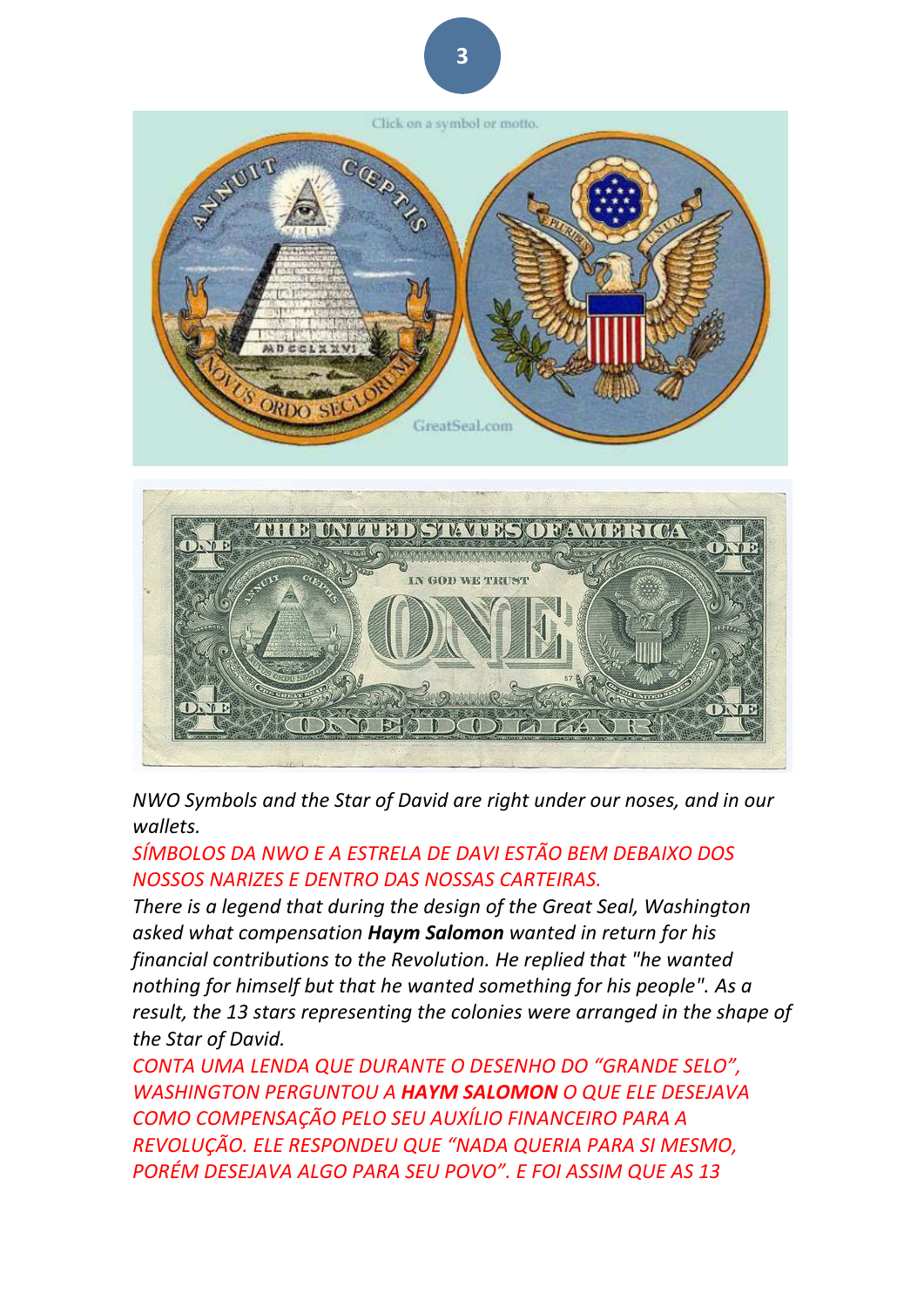*NWO Symbols and the Star of David are right under our noses, and in our wallets.*

*SÍMBOLOS DA NWO E A ESTRELA DE DAVI ESTÃO BEM DEBAIXO DOS NOSSOS NARIZES E DENTRO DAS NOSSAS CARTEIRAS.*

*There is a legend that during the design of the Great Seal, Washington asked what compensation* ***Haym Salomon*** *wanted in return for his financial contributions to the Revolution. He replied that "he wanted nothing for himself but that he wanted something for his people". As a result, the 13 stars representing the colonies were arranged in the shape of the Star of David.*

*CONTA UMA LENDA QUE DURANTE O DESENHO DO "GRANDE SELO", WASHINGTON PERGUNTOU A* ***HAYM SALOMON*** *O QUE ELE DESEJAVA COMO COMPENSAÇÃO PELO SEU AUXÍLIO FINANCEIRO PARA A REVOLUÇÃO. ELE RESPONDEU QUE "NADA QUERIA PARA SI MESMO, PORÉM DESEJAVA ALGO PARA SEU POVO". E FOI ASSIM QUE AS 13*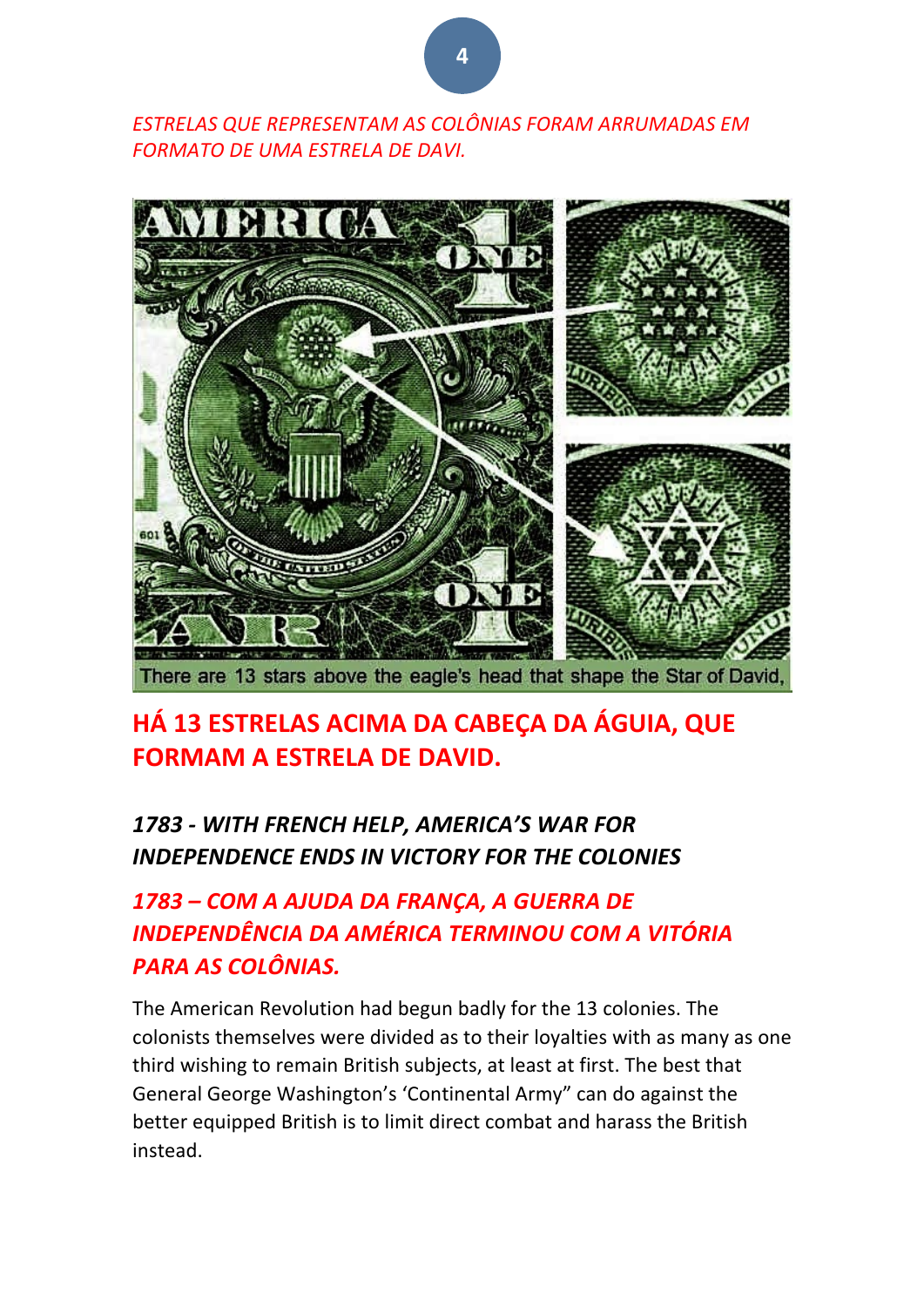*ESTRELAS QUE REPRESENTAM AS COLÔNIAS FORAM ARRUMADAS EM FORMATO DE UMA ESTRELA DE DAVI.*

There are 13 stars above the eagle's head that shape the Star of David,

## HÁ 13 ESTRELAS ACIMA DA CABEÇA DA ÁGUIA, QUE FORMAM A ESTRELA DE DAVID.

### *1783 - WITH FRENCH HELP, AMERICA'S WAR FOR INDEPENDENCE ENDS IN VICTORY FOR THE COLONIES*

### *1783 – COM A AJUDA DA FRANÇA, A GUERRA DE INDEPENDÊNCIA DA AMÉRICA TERMINOU COM A VITÓRIA PARA AS COLÔNIAS.*

The American Revolution had begun badly for the 13 colonies. The colonists themselves were divided as to their loyalties with as many as one third wishing to remain British subjects, at least at first. The best that General George Washington's 'Continental Army" can do against the better equipped British is to limit direct combat and harass the British instead.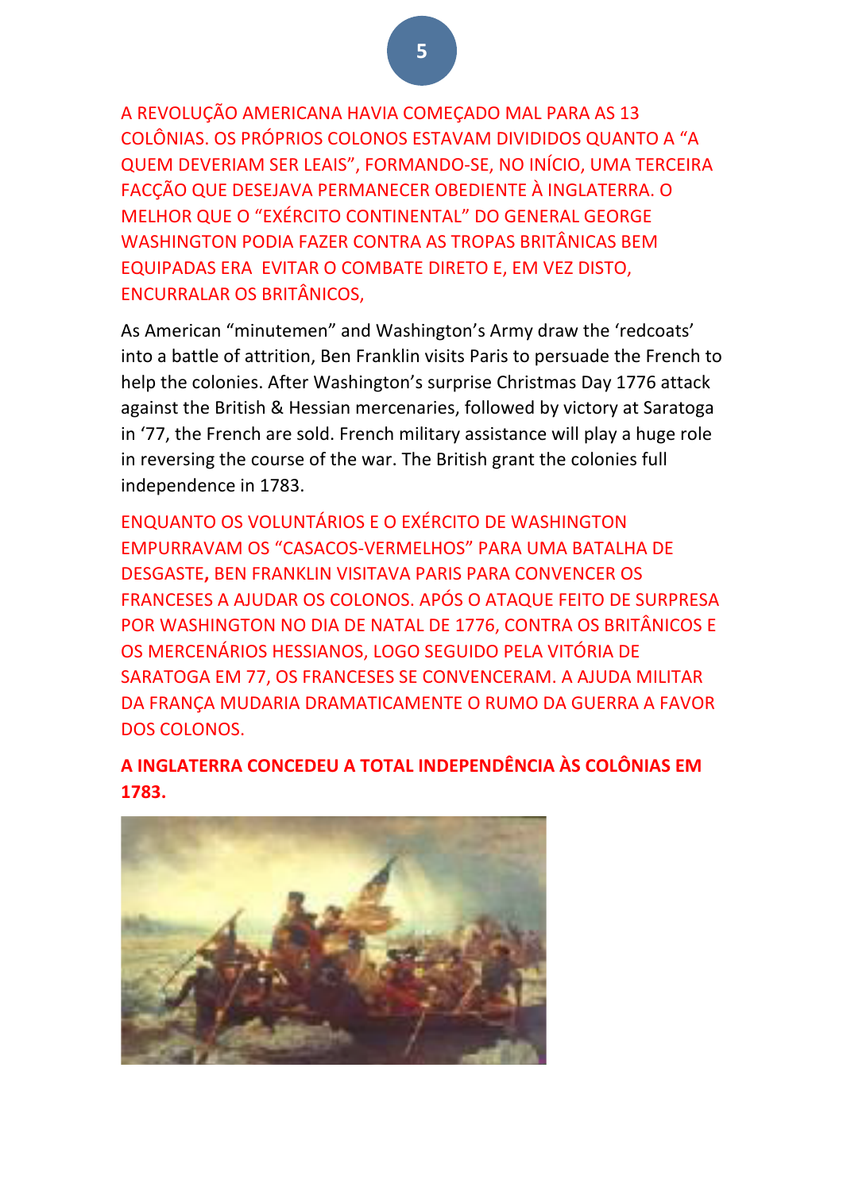A REVOLUÇÃO AMERICANA HAVIA COMEÇADO MAL PARA AS 13 COLÔNIAS. OS PRÓPRIOS COLONOS ESTAVAM DIVIDIDOS QUANTO A "A QUEM DEVERIAM SER LEAIS", FORMANDO-SE, NO INÍCIO, UMA TERCEIRA FACÇÃO QUE DESEJAVA PERMANECER OBEDIENTE À INGLATERRA. O MELHOR QUE O "EXÉRCITO CONTINENTAL" DO GENERAL GEORGE WASHINGTON PODIA FAZER CONTRA AS TROPAS BRITÂNICAS BEM EQUIPADAS ERA EVITAR O COMBATE DIRETO E, EM VEZ DISTO, ENCURRALAR OS BRITÂNICOS,

As American "minutemen" and Washington's Army draw the 'redcoats' into a battle of attrition, Ben Franklin visits Paris to persuade the French to help the colonies. After Washington's surprise Christmas Day 1776 attack against the British & Hessian mercenaries, followed by victory at Saratoga in '77, the French are sold. French military assistance will play a huge role in reversing the course of the war. The British grant the colonies full independence in 1783.

ENQUANTO OS VOLUNTÁRIOS E O EXÉRCITO DE WASHINGTON EMPURRAVAM OS "CASACOS-VERMELHOS" PARA UMA BATALHA DE DESGASTE, BEN FRANKLIN VISITAVA PARIS PARA CONVENCER OS FRANCESES A AJUDAR OS COLONOS. APÓS O ATAQUE FEITO DE SURPRESA POR WASHINGTON NO DIA DE NATAL DE 1776, CONTRA OS BRITÂNICOS E OS MERCENÁRIOS HESSIANOS, LOGO SEGUIDO PELA VITÓRIA DE SARATOGA EM 77, OS FRANCESES SE CONVENCERAM. A AJUDA MILITAR DA FRANÇA MUDARIA DRAMATICAMENTE O RUMO DA GUERRA A FAVOR DOS COLONOS.

**A INGLATERRA CONCEDEU A TOTAL INDEPENDÊNCIA ÀS COLÔNIAS EM 1783.**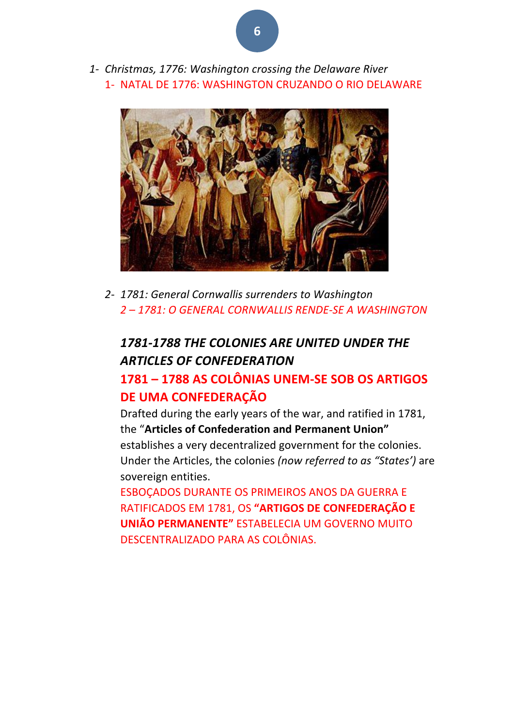1- *Christmas, 1776: Washington crossing the Delaware River*

1- NATAL DE 1776: WASHINGTON CRUZANDO O RIO DELAWARE

2- *1781: General Cornwallis surrenders to Washington*

*2 – 1781: O GENERAL CORNWALLIS RENDE-SE A WASHINGTON*

### *1781-1788 THE COLONIES ARE UNITED UNDER THE ARTICLES OF CONFEDERATION*

### 1781 – 1788 AS COLÔNIAS UNEM-SE SOB OS ARTIGOS DE UMA CONFEDERAÇÃO

Drafted during the early years of the war, and ratified in 1781, the "**Articles of Confederation and Permanent Union"** establishes a very decentralized government for the colonies. Under the Articles, the colonies *(now referred to as "States')* are sovereign entities.

ESBOÇADOS DURANTE OS PRIMEIROS ANOS DA GUERRA E RATIFICADOS EM 1781, OS **"ARTIGOS DE CONFEDERAÇÃO E UNIÃO PERMANENTE"** ESTABELECIA UM GOVERNO MUITO DESCENTRALIZADO PARA AS COLÔNIAS.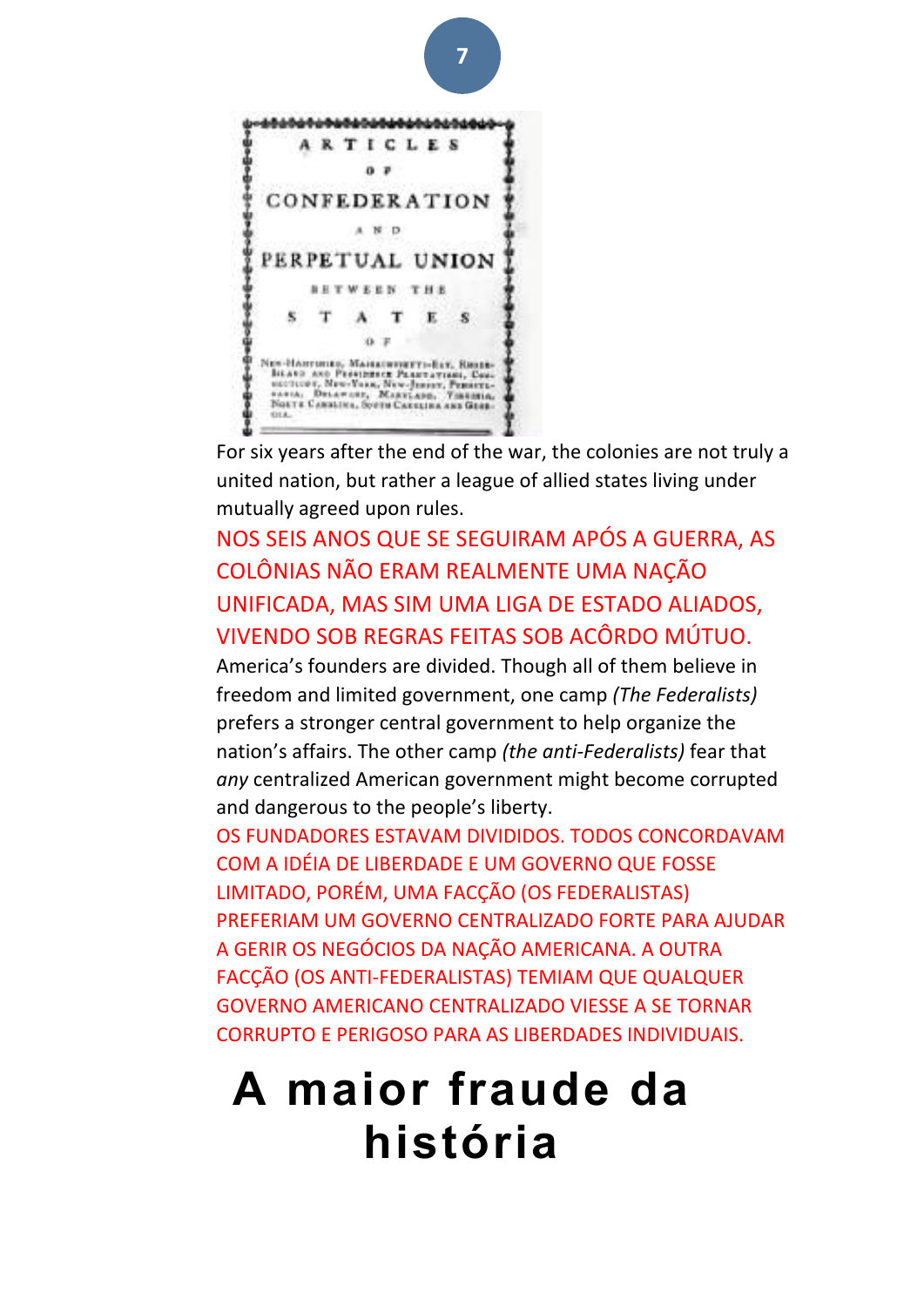For six years after the end of the war, the colonies are not truly a united nation, but rather a league of allied states living under mutually agreed upon rules.

NOS SEIS ANOS QUE SE SEGUIRAM APÓS A GUERRA, AS COLÔNIAS NÃO ERAM REALMENTE UMA NAÇÃO UNIFICADA, MAS SIM UMA LIGA DE ESTADO ALIADOS, VIVENDO SOB REGRAS FEITAS SOB ACÔRDO MÚTUO.

America's founders are divided. Though all of them believe in freedom and limited government, one camp *(The Federalists)* prefers a stronger central government to help organize the nation's affairs. The other camp *(the anti-Federalists)* fear that *any* centralized American government might become corrupted and dangerous to the people's liberty.

OS FUNDADORES ESTAVAM DIVIDIDOS. TODOS CONCORDAVAM COM A IDÉIA DE LIBERDADE E UM GOVERNO QUE FOSSE LIMITADO, PORÉM, UMA FACÇÃO (OS FEDERALISTAS) PREFERIAM UM GOVERNO CENTRALIZADO FORTE PARA AJUDAR A GERIR OS NEGÓCIOS DA NAÇÃO AMERICANA. A OUTRA FACÇÃO (OS ANTI-FEDERALISTAS) TEMIAM QUE QUALQUER GOVERNO AMERICANO CENTRALIZADO VIESSE A SE TORNAR CORRUPTO E PERIGOSO PARA AS LIBERDADES INDIVIDUAIS.

# A maior fraude da história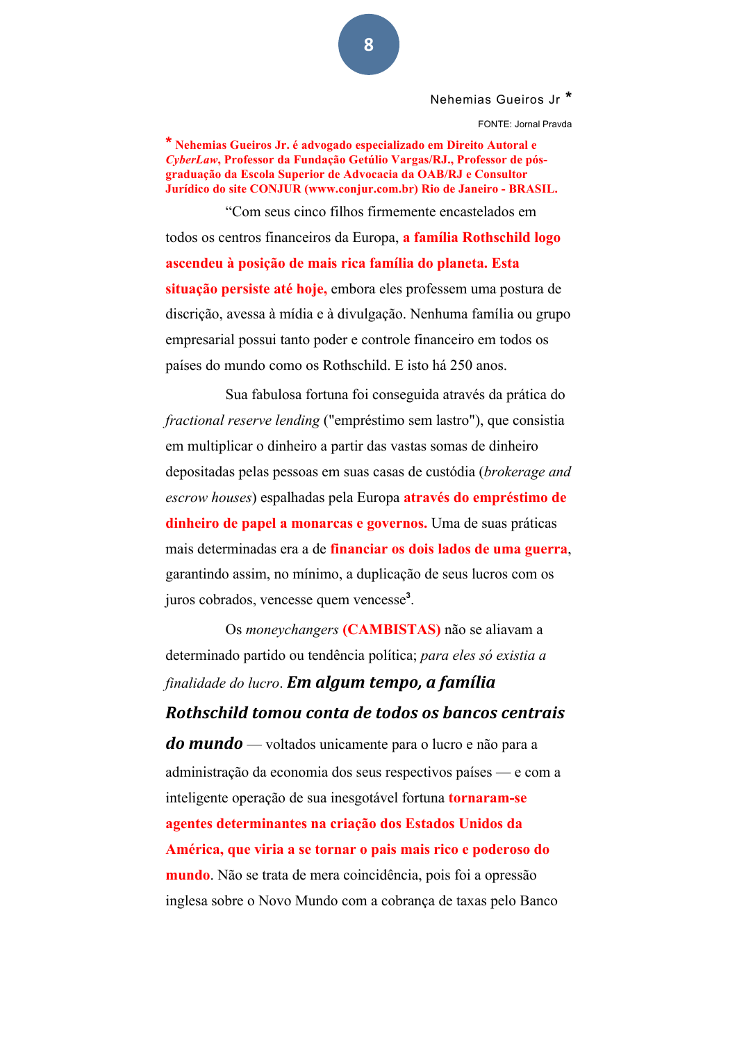Nehemias Gueiros Jr *

FONTE: Jornal Pravda

**\* Nehemias Gueiros Jr. é advogado especializado em Direito Autoral e *CyberLaw*, Professor da Fundação Getúlio Vargas/RJ., Professor de pós-graduação da Escola Superior de Advocacia da OAB/RJ e Consultor Jurídico do site CONJUR (www.conjur.com.br) Rio de Janeiro - BRASIL.**

"Com seus cinco filhos firmemente encastelados em todos os centros financeiros da Europa, **a família Rothschild logo ascendeu à posição de mais rica família do planeta. Esta situação persiste até hoje,** embora eles professem uma postura de discrição, avessa à mídia e à divulgação. Nenhuma família ou grupo empresarial possui tanto poder e controle financeiro em todos os países do mundo como os Rothschild. E isto há 250 anos.

Sua fabulosa fortuna foi conseguida através da prática do *fractional reserve lending* ("empréstimo sem lastro"), que consistia em multiplicar o dinheiro a partir das vastas somas de dinheiro depositadas pelas pessoas em suas casas de custódia (*brokerage and escrow houses*) espalhadas pela Europa **através do empréstimo de dinheiro de papel a monarcas e governos.** Uma de suas práticas mais determinadas era a de **financiar os dois lados de uma guerra**, garantindo assim, no mínimo, a duplicação de seus lucros com os juros cobrados, vencesse quem vencesse[3].

Os *moneychangers* **(CAMBISTAS)** não se aliavam a determinado partido ou tendência política; *para eles só existia a finalidade do lucro*. ***Em algum tempo, a família Rothschild tomou conta de todos os bancos centrais do mundo*** — voltados unicamente para o lucro e não para a administração da economia dos seus respectivos países — e com a inteligente operação de sua inesgotável fortuna **tornaram-se agentes determinantes na criação dos Estados Unidos da América, que viria a se tornar o pais mais rico e poderoso do mundo**. Não se trata de mera coincidência, pois foi a opressão inglesa sobre o Novo Mundo com a cobrança de taxas pelo Banco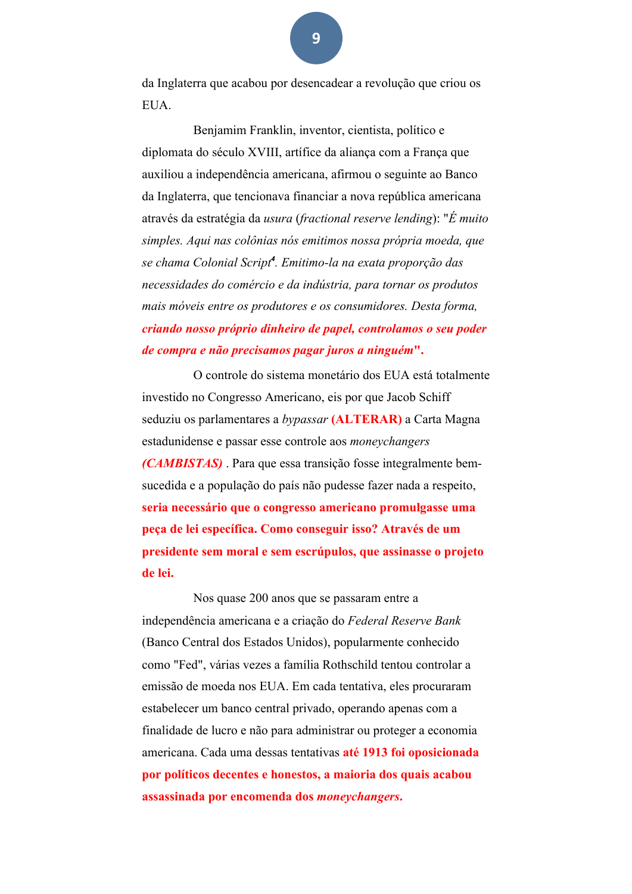da Inglaterra que acabou por desencadear a revolução que criou os EUA.

Benjamim Franklin, inventor, cientista, político e diplomata do século XVIII, artífice da aliança com a França que auxiliou a independência americana, afirmou o seguinte ao Banco da Inglaterra, que tencionava financiar a nova república americana através da estratégia da *usura* (*fractional reserve lending*): "*É muito simples. Aqui nas colônias nós emitimos nossa própria moeda, que se chama Colonial Script*[4]. *Emitimo-la na exata proporção das necessidades do comércio e da indústria, para tornar os produtos mais móveis entre os produtores e os consumidores. Desta forma,* ***criando nosso próprio dinheiro de papel, controlamos o seu poder de compra e não precisamos pagar juros a ninguém*****"**.

O controle do sistema monetário dos EUA está totalmente investido no Congresso Americano, eis por que Jacob Schiff seduziu os parlamentares a *bypassar* **(ALTERAR)** a Carta Magna estadunidense e passar esse controle aos *moneychangers* ***(CAMBISTAS)*** . Para que essa transição fosse integralmente bem-sucedida e a população do país não pudesse fazer nada a respeito, **seria necessário que o congresso americano promulgasse uma peça de lei específica. Como conseguir isso? Através de um presidente sem moral e sem escrúpulos, que assinasse o projeto de lei.**

Nos quase 200 anos que se passaram entre a independência americana e a criação do *Federal Reserve Bank* (Banco Central dos Estados Unidos), popularmente conhecido como "Fed", várias vezes a família Rothschild tentou controlar a emissão de moeda nos EUA. Em cada tentativa, eles procuraram estabelecer um banco central privado, operando apenas com a finalidade de lucro e não para administrar ou proteger a economia americana. Cada uma dessas tentativas **até 1913 foi oposicionada por políticos decentes e honestos, a maioria dos quais acabou assassinada por encomenda dos *moneychangers*.**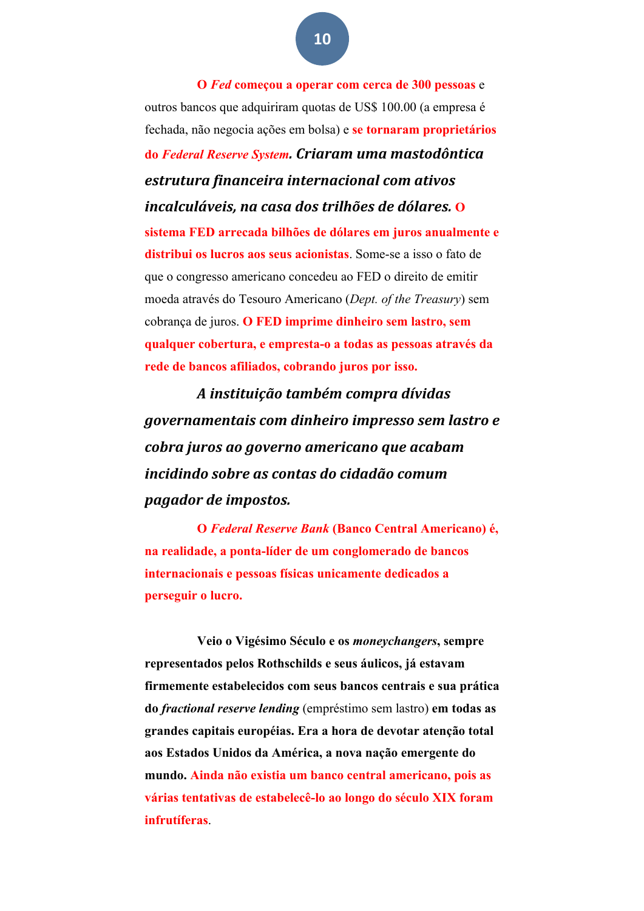**O *Fed* começou a operar com cerca de 300 pessoas** e outros bancos que adquiriram quotas de US$ 100.00 (a empresa é fechada, não negocia ações em bolsa) e **se tornaram proprietários do *Federal Reserve System*. *Criaram uma mastodôntica estrutura financeira internacional com ativos incalculáveis, na casa dos trilhões de dólares.* O sistema FED arrecada bilhões de dólares em juros anualmente e distribui os lucros aos seus acionistas**. Some-se a isso o fato de que o congresso americano concedeu ao FED o direito de emitir moeda através do Tesouro Americano (*Dept. of the Treasury*) sem cobrança de juros. **O FED imprime dinheiro sem lastro, sem qualquer cobertura, e empresta-o a todas as pessoas através da rede de bancos afiliados, cobrando juros por isso.**

***A instituição também compra dívidas governamentais com dinheiro impresso sem lastro e cobra juros ao governo americano que acabam incidindo sobre as contas do cidadão comum pagador de impostos.***

**O *Federal Reserve Bank* (Banco Central Americano) é, na realidade, a ponta-líder de um conglomerado de bancos internacionais e pessoas físicas unicamente dedicados a perseguir o lucro.**

**Veio o Vigésimo Século e os *moneychangers*, sempre representados pelos Rothschilds e seus áulicos, já estavam firmemente estabelecidos com seus bancos centrais e sua prática do *fractional reserve lending*** (empréstimo sem lastro) **em todas as grandes capitais européias. Era a hora de devotar atenção total aos Estados Unidos da América, a nova nação emergente do mundo. Ainda não existia um banco central americano, pois as várias tentativas de estabelecê-lo ao longo do século XIX foram infrutíferas**.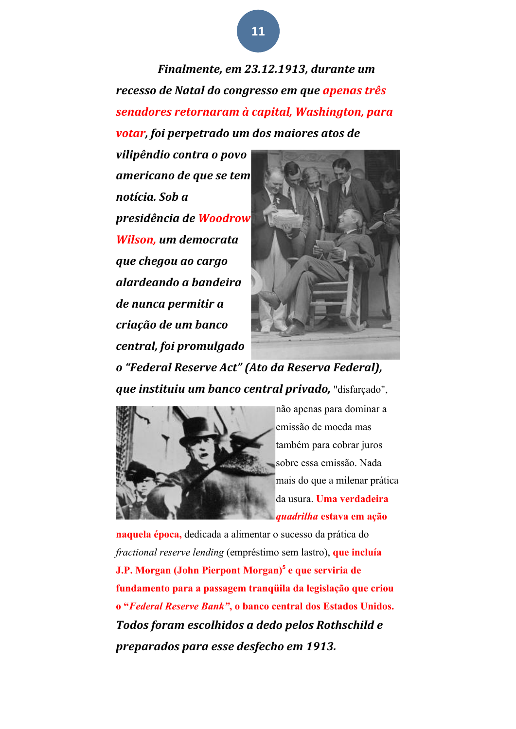***Finalmente, em 23.12.1913, durante um recesso de Natal do congresso em que apenas três senadores retornaram à capital, Washington, para votar, foi perpetrado um dos maiores atos de vilipêndio contra o povo americano de que se tem notícia. Sob a presidência de Woodrow Wilson, um democrata que chegou ao cargo alardeando a bandeira de nunca permitir a criação de um banco central, foi promulgado o "Federal Reserve Act" (Ato da Reserva Federal), que instituiu um banco central privado,*** "disfarçado", não apenas para dominar a emissão de moeda mas também para cobrar juros sobre essa emissão. Nada mais do que a milenar prática da usura. **Uma verdadeira *quadrilha* estava em ação naquela época,** dedicada a alimentar o sucesso da prática do *fractional reserve lending* (empréstimo sem lastro), **que incluía J.P. Morgan (John Pierpont Morgan)[5] e que serviria de fundamento para a passagem tranqüila da legislação que criou o "*Federal Reserve Bank*", o banco central dos Estados Unidos.** ***Todos foram escolhidos a dedo pelos Rothschild e preparados para esse desfecho em 1913.***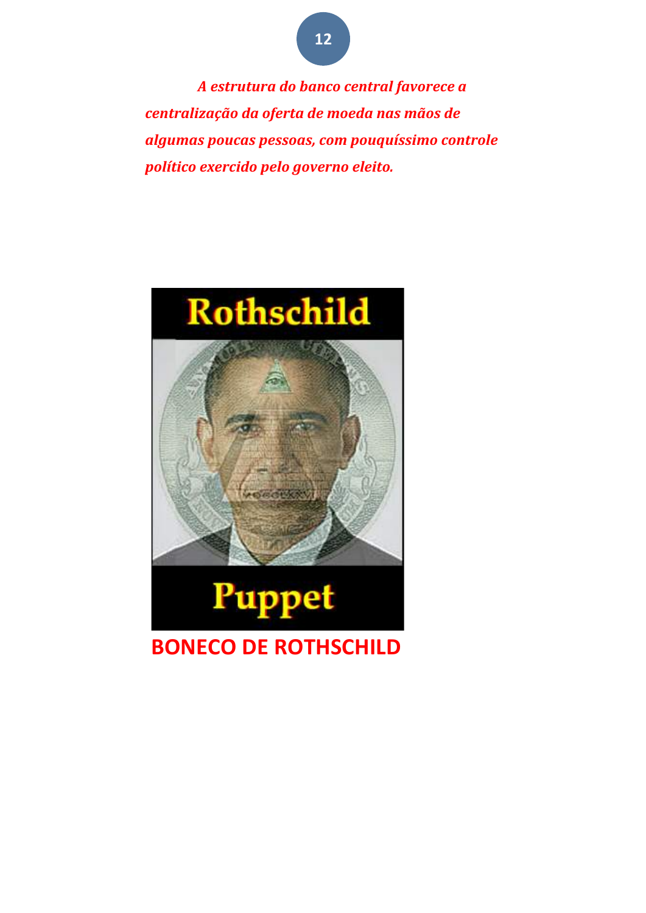***A estrutura do banco central favorece a centralização da oferta de moeda nas mãos de algumas poucas pessoas, com pouquíssimo controle político exercido pelo governo eleito.***

**BONECO DE ROTHSCHILD**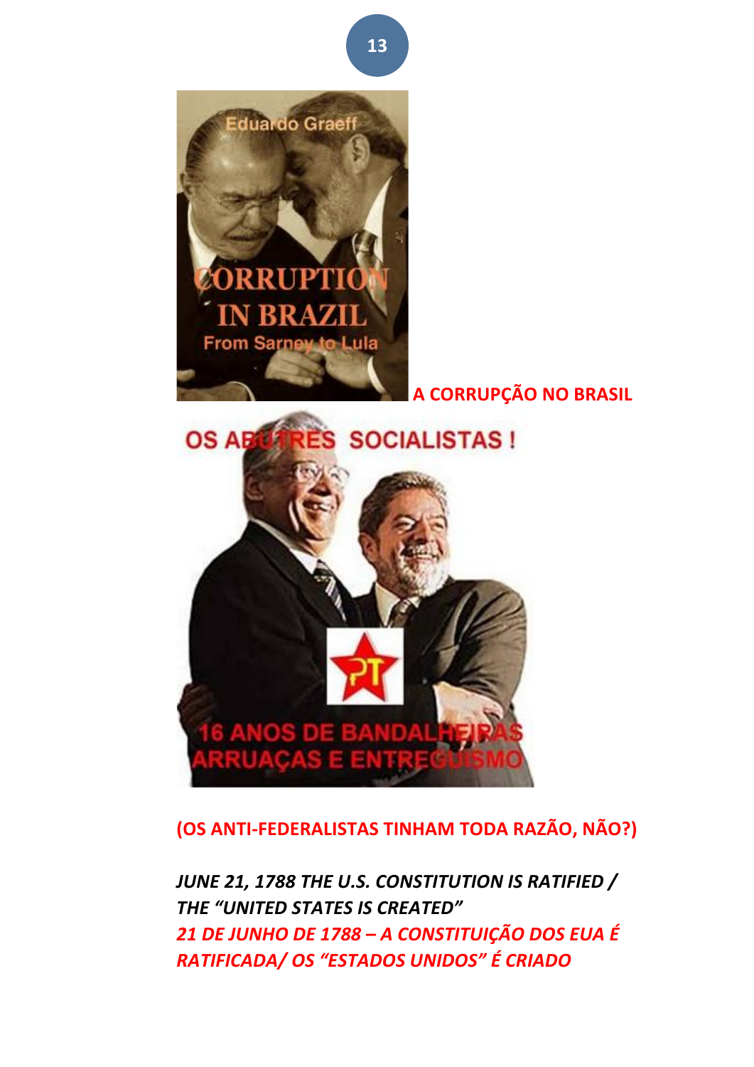**A CORRUPÇÃO NO BRASIL**

**(OS ANTI-FEDERALISTAS TINHAM TODA RAZÃO, NÃO?)**

***JUNE 21, 1788 THE U.S. CONSTITUTION IS RATIFIED / THE "UNITED STATES IS CREATED"***

***21 DE JUNHO DE 1788 – A CONSTITUIÇÃO DOS EUA É RATIFICADA/ OS "ESTADOS UNIDOS" É CRIADO***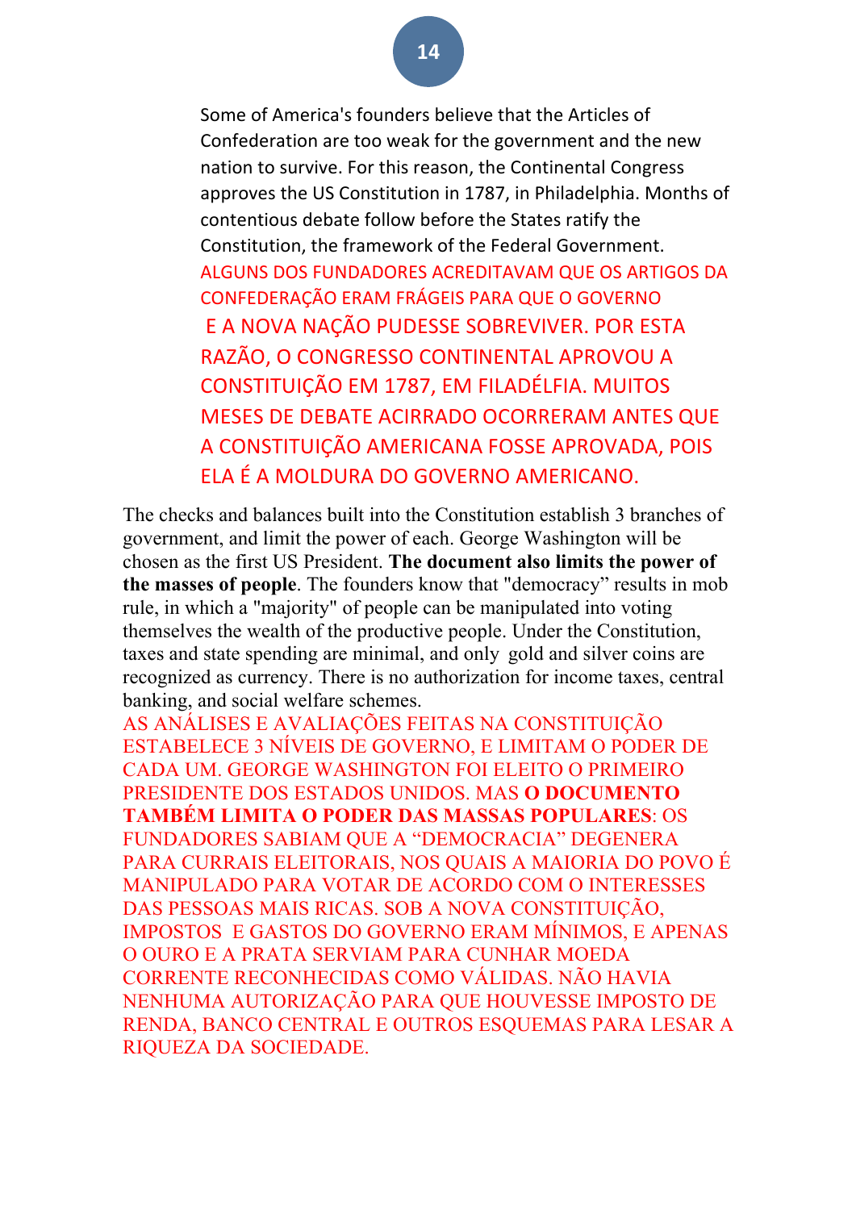Some of America's founders believe that the Articles of Confederation are too weak for the government and the new nation to survive. For this reason, the Continental Congress approves the US Constitution in 1787, in Philadelphia. Months of contentious debate follow before the States ratify the Constitution, the framework of the Federal Government.

ALGUNS DOS FUNDADORES ACREDITAVAM QUE OS ARTIGOS DA CONFEDERAÇÃO ERAM FRÁGEIS PARA QUE O GOVERNO E A NOVA NAÇÃO PUDESSE SOBREVIVER. POR ESTA RAZÃO, O CONGRESSO CONTINENTAL APROVOU A CONSTITUIÇÃO EM 1787, EM FILADÉLFIA. MUITOS MESES DE DEBATE ACIRRADO OCORRERAM ANTES QUE A CONSTITUIÇÃO AMERICANA FOSSE APROVADA, POIS ELA É A MOLDURA DO GOVERNO AMERICANO.

The checks and balances built into the Constitution establish 3 branches of government, and limit the power of each. George Washington will be chosen as the first US President. **The document also limits the power of the masses of people**. The founders know that "democracy" results in mob rule, in which a "majority" of people can be manipulated into voting themselves the wealth of the productive people. Under the Constitution, taxes and state spending are minimal, and only gold and silver coins are recognized as currency. There is no authorization for income taxes, central banking, and social welfare schemes.

AS ANÁLISES E AVALIAÇÕES FEITAS NA CONSTITUIÇÃO ESTABELECE 3 NÍVEIS DE GOVERNO, E LIMITAM O PODER DE CADA UM. GEORGE WASHINGTON FOI ELEITO O PRIMEIRO PRESIDENTE DOS ESTADOS UNIDOS. MAS **O DOCUMENTO TAMBÉM LIMITA O PODER DAS MASSAS POPULARES**: OS FUNDADORES SABIAM QUE A "DEMOCRACIA" DEGENERA PARA CURRAIS ELEITORAIS, NOS QUAIS A MAIORIA DO POVO É MANIPULADO PARA VOTAR DE ACORDO COM O INTERESSES DAS PESSOAS MAIS RICAS. SOB A NOVA CONSTITUIÇÃO, IMPOSTOS E GASTOS DO GOVERNO ERAM MÍNIMOS, E APENAS O OURO E A PRATA SERVIAM PARA CUNHAR MOEDA CORRENTE RECONHECIDAS COMO VÁLIDAS. NÃO HAVIA NENHUMA AUTORIZAÇÃO PARA QUE HOUVESSE IMPOSTO DE RENDA, BANCO CENTRAL E OUTROS ESQUEMAS PARA LESAR A RIQUEZA DA SOCIEDADE.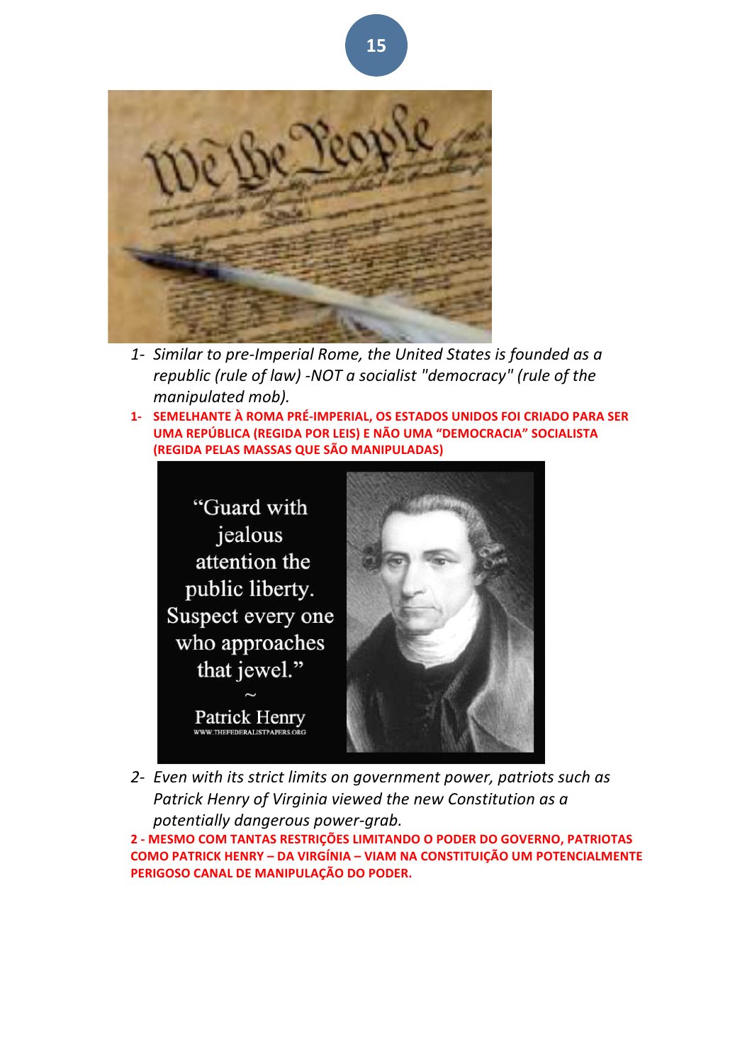1- *Similar to pre-Imperial Rome, the United States is founded as a republic (rule of law) -NOT a socialist "democracy" (rule of the manipulated mob).*

1- **SEMELHANTE À ROMA PRÉ-IMPERIAL, OS ESTADOS UNIDOS FOI CRIADO PARA SER UMA REPÚBLICA (REGIDA POR LEIS) E NÃO UMA "DEMOCRACIA" SOCIALISTA (REGIDA PELAS MASSAS QUE SÃO MANIPULADAS)**

2- *Even with its strict limits on government power, patriots such as Patrick Henry of Virginia viewed the new Constitution as a potentially dangerous power-grab.*

**2 - MESMO COM TANTAS RESTRIÇÕES LIMITANDO O PODER DO GOVERNO, PATRIOTAS COMO PATRICK HENRY – DA VIRGÍNIA – VIAM NA CONSTITUIÇÃO UM POTENCIALMENTE PERIGOSO CANAL DE MANIPULAÇÃO DO PODER.**